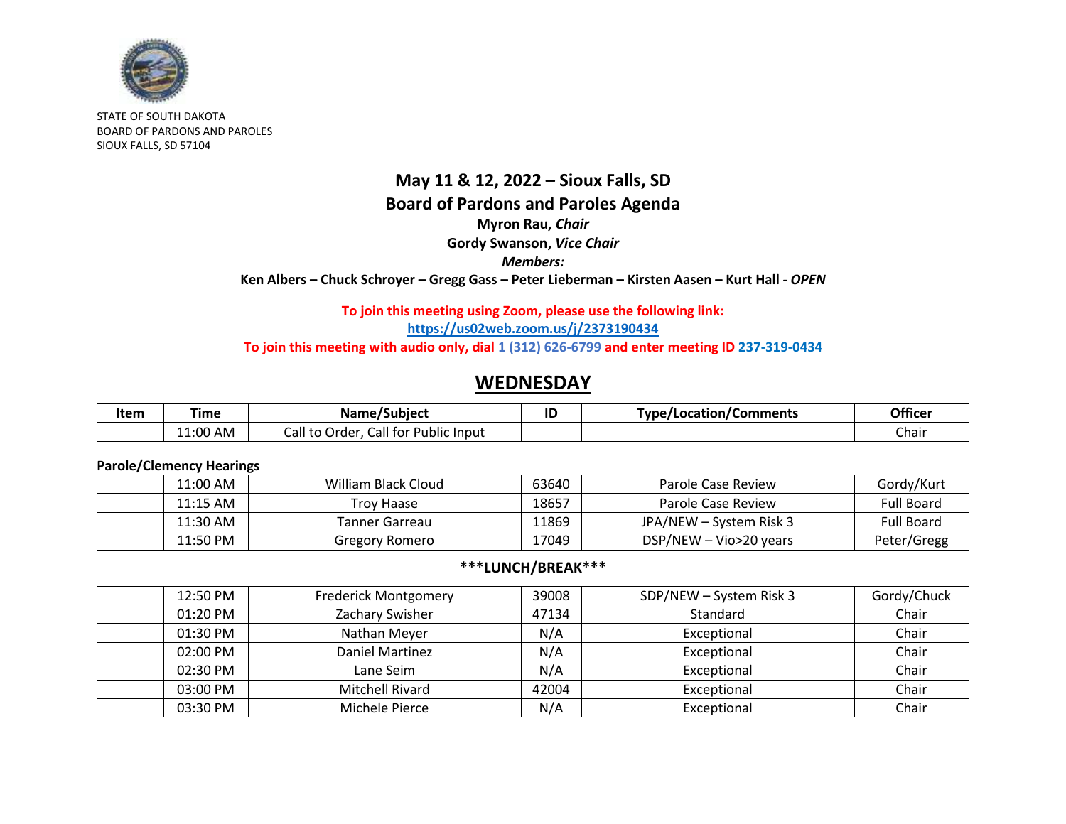STATE OF SOUTH DAKOTA
BOARD OF PARDONS AND PAROLES
SIOUX FALLS, SD 57104

# May 11 & 12, 2022 – Sioux Falls, SD

## Board of Pardons and Paroles Agenda

**Myron Rau, *Chair***

**Gordy Swanson, *Vice Chair***

***Members:***

**Ken Albers – Chuck Schroyer – Gregg Gass – Peter Lieberman – Kirsten Aasen – Kurt Hall - *OPEN***

**To join this meeting using Zoom, please use the following link:**

**https://us02web.zoom.us/j/2373190434**

**To join this meeting with audio only, dial 1 (312) 626-6799 and enter meeting ID 237-319-0434**

## WEDNESDAY

| Item | Time | Name/Subject | ID | Type/Location/Comments | Officer |
|---|---|---|---|---|---|
| | 11:00 AM | Call to Order, Call for Public Input | | | Chair |

**Parole/Clemency Hearings**

| Item | Time | Name/Subject | ID | Type/Location/Comments | Officer |
|---|---|---|---|---|---|
| | 11:00 AM | William Black Cloud | 63640 | Parole Case Review | Gordy/Kurt |
| | 11:15 AM | Troy Haase | 18657 | Parole Case Review | Full Board |
| | 11:30 AM | Tanner Garreau | 11869 | JPA/NEW – System Risk 3 | Full Board |
| | 11:50 PM | Gregory Romero | 17049 | DSP/NEW – Vio>20 years | Peter/Gregg |
| ***LUNCH/BREAK*** | | | | | |
| | 12:50 PM | Frederick Montgomery | 39008 | SDP/NEW – System Risk 3 | Gordy/Chuck |
| | 01:20 PM | Zachary Swisher | 47134 | Standard | Chair |
| | 01:30 PM | Nathan Meyer | N/A | Exceptional | Chair |
| | 02:00 PM | Daniel Martinez | N/A | Exceptional | Chair |
| | 02:30 PM | Lane Seim | N/A | Exceptional | Chair |
| | 03:00 PM | Mitchell Rivard | 42004 | Exceptional | Chair |
| | 03:30 PM | Michele Pierce | N/A | Exceptional | Chair |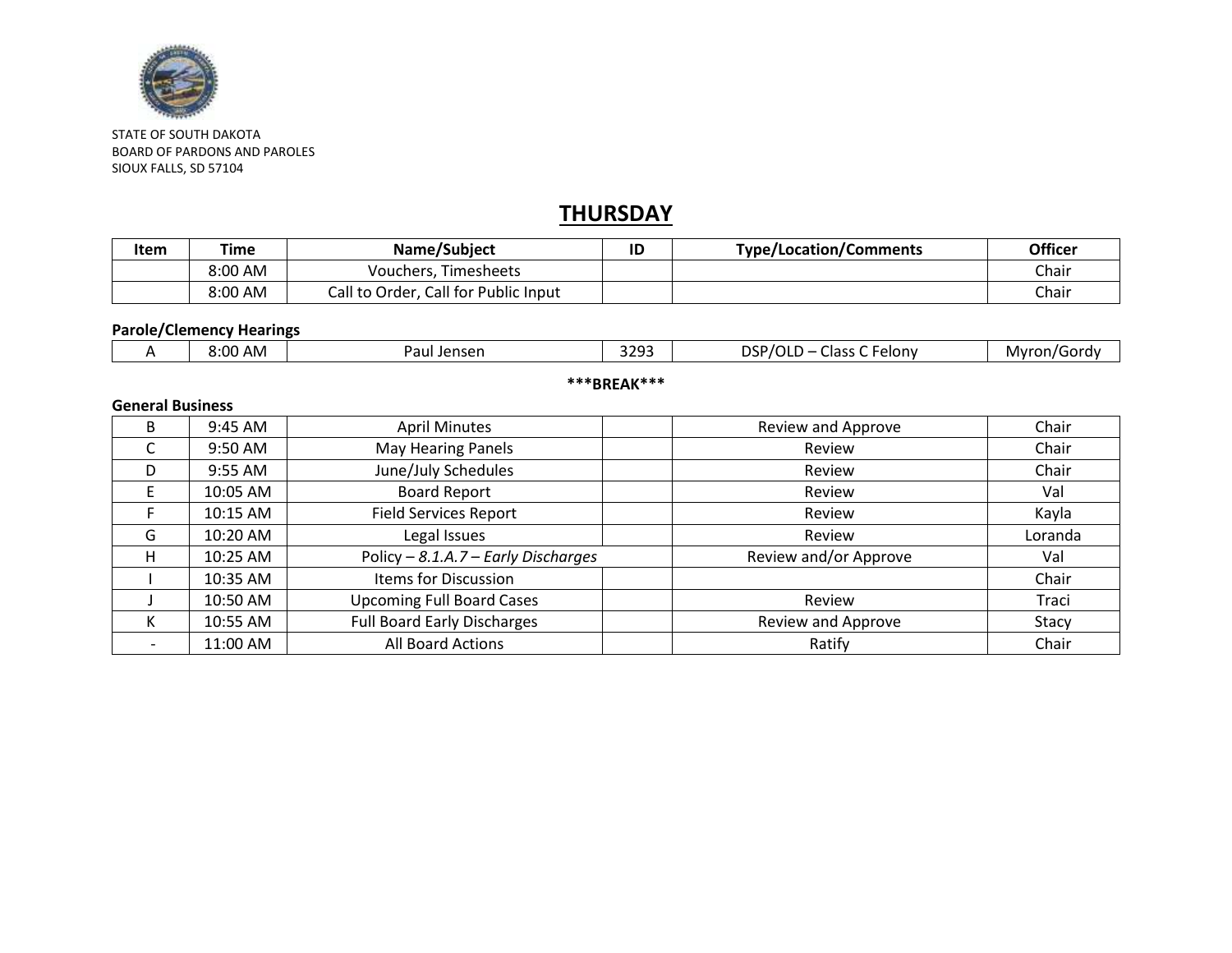STATE OF SOUTH DAKOTA
BOARD OF PARDONS AND PAROLES
SIOUX FALLS, SD 57104

# THURSDAY

| Item | Time | Name/Subject | ID | Type/Location/Comments | Officer |
|---|---|---|---|---|---|
| | 8:00 AM | Vouchers, Timesheets | | | Chair |
| | 8:00 AM | Call to Order, Call for Public Input | | | Chair |

**Parole/Clemency Hearings**

| Item | Time | Name/Subject | ID | Type/Location/Comments | Officer |
|---|---|---|---|---|---|
| A | 8:00 AM | Paul Jensen | 3293 | DSP/OLD – Class C Felony | Myron/Gordy |

**\*\*\*BREAK\*\*\***

**General Business**

| Item | Time | Name/Subject | ID | Type/Location/Comments | Officer |
|---|---|---|---|---|---|
| B | 9:45 AM | April Minutes | | Review and Approve | Chair |
| C | 9:50 AM | May Hearing Panels | | Review | Chair |
| D | 9:55 AM | June/July Schedules | | Review | Chair |
| E | 10:05 AM | Board Report | | Review | Val |
| F | 10:15 AM | Field Services Report | | Review | Kayla |
| G | 10:20 AM | Legal Issues | | Review | Loranda |
| H | 10:25 AM | Policy – *8.1.A.7 – Early Discharges* | | Review and/or Approve | Val |
| I | 10:35 AM | Items for Discussion | | | Chair |
| J | 10:50 AM | Upcoming Full Board Cases | | Review | Traci |
| K | 10:55 AM | Full Board Early Discharges | | Review and Approve | Stacy |
| - | 11:00 AM | All Board Actions | | Ratify | Chair |